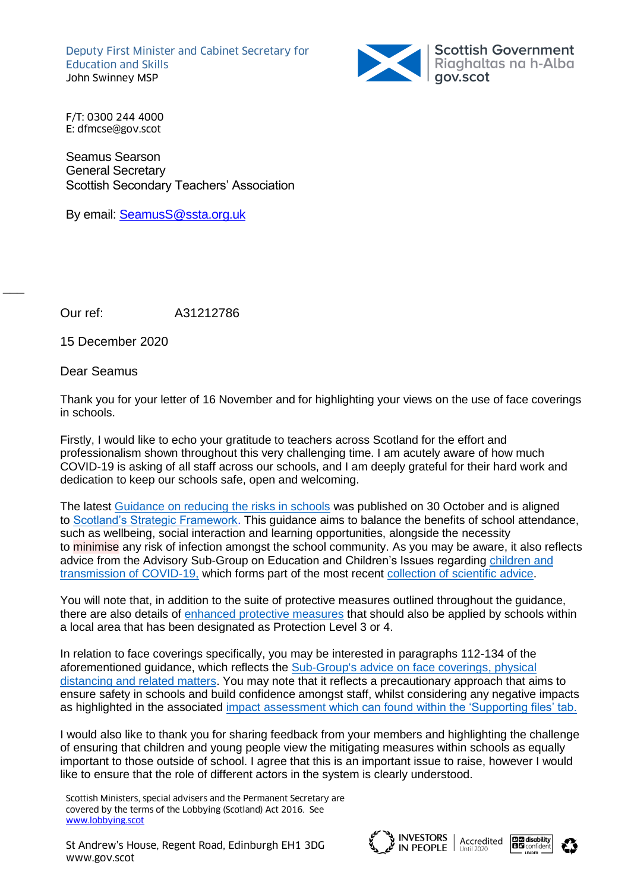Deputy First Minister and Cabinet Secretary for Education and Skills
John Swinney MSP

Scottish Government
Riaghaltas na h-Alba
gov.scot

F/T: 0300 244 4000
E: dfmcse@gov.scot

Seamus Searson
General Secretary
Scottish Secondary Teachers' Association

By email: [SeamusS@ssta.org.uk](mailto:SeamusS@ssta.org.uk)

Our ref: A31212786

15 December 2020

Dear Seamus

Thank you for your letter of 16 November and for highlighting your views on the use of face coverings in schools.

Firstly, I would like to echo your gratitude to teachers across Scotland for the effort and professionalism shown throughout this very challenging time. I am acutely aware of how much COVID-19 is asking of all staff across our schools, and I am deeply grateful for their hard work and dedication to keep our schools safe, open and welcoming.

The latest Guidance on reducing the risks in schools was published on 30 October and is aligned to Scotland's Strategic Framework. This guidance aims to balance the benefits of school attendance, such as wellbeing, social interaction and learning opportunities, alongside the necessity to minimise any risk of infection amongst the school community. As you may be aware, it also reflects advice from the Advisory Sub-Group on Education and Children's Issues regarding children and transmission of COVID-19, which forms part of the most recent collection of scientific advice.

You will note that, in addition to the suite of protective measures outlined throughout the guidance, there are also details of enhanced protective measures that should also be applied by schools within a local area that has been designated as Protection Level 3 or 4.

In relation to face coverings specifically, you may be interested in paragraphs 112-134 of the aforementioned guidance, which reflects the Sub-Group's advice on face coverings, physical distancing and related matters. You may note that it reflects a precautionary approach that aims to ensure safety in schools and build confidence amongst staff, whilst considering any negative impacts as highlighted in the associated impact assessment which can found within the 'Supporting files' tab.

I would also like to thank you for sharing feedback from your members and highlighting the challenge of ensuring that children and young people view the mitigating measures within schools as equally important to those outside of school. I agree that this is an important issue to raise, however I would like to ensure that the role of different actors in the system is clearly understood.

Scottish Ministers, special advisers and the Permanent Secretary are covered by the terms of the Lobbying (Scotland) Act 2016. See www.lobbying.scot

St Andrew's House, Regent Road, Edinburgh EH1 3DG
www.gov.scot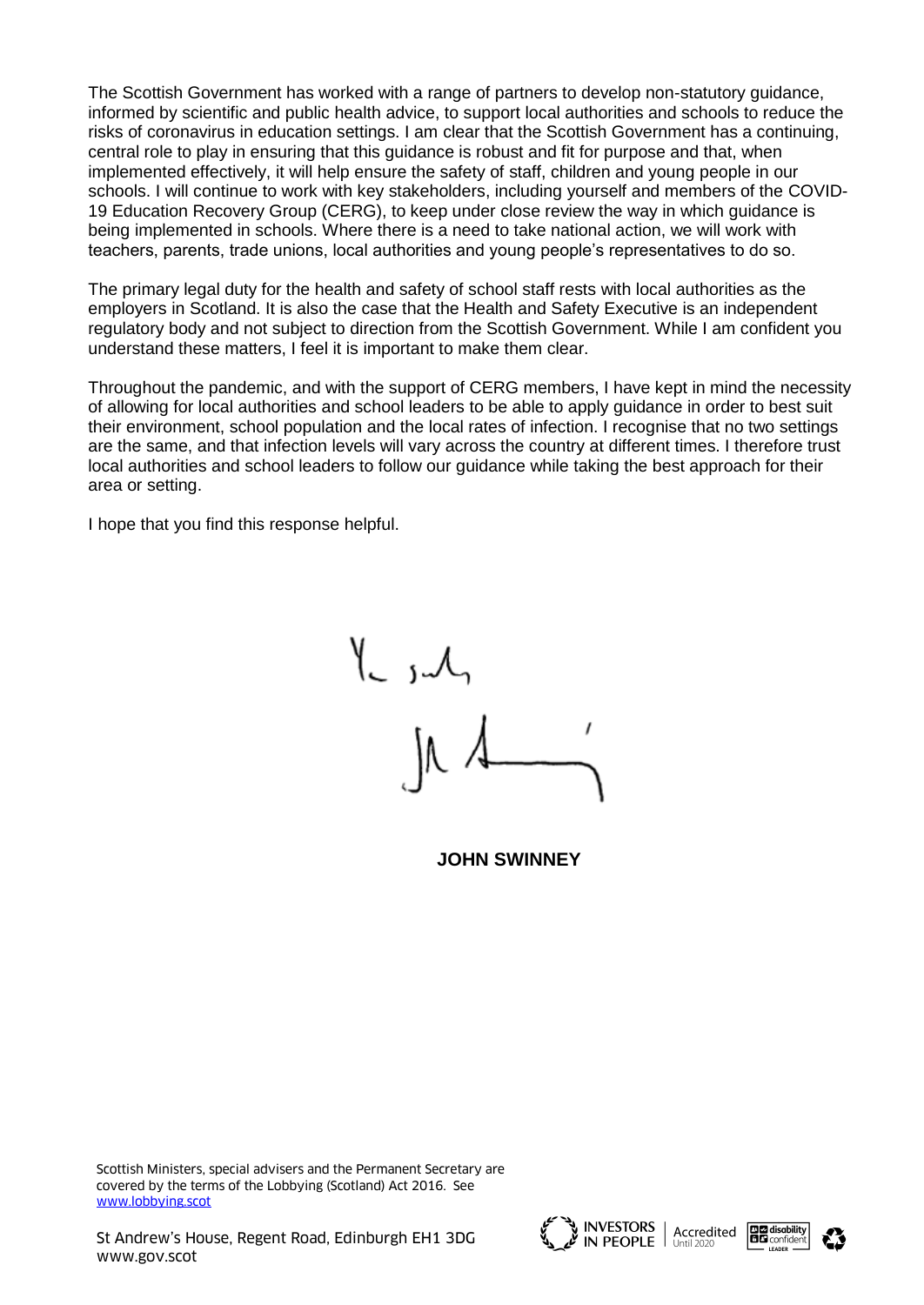The Scottish Government has worked with a range of partners to develop non-statutory guidance, informed by scientific and public health advice, to support local authorities and schools to reduce the risks of coronavirus in education settings. I am clear that the Scottish Government has a continuing, central role to play in ensuring that this guidance is robust and fit for purpose and that, when implemented effectively, it will help ensure the safety of staff, children and young people in our schools. I will continue to work with key stakeholders, including yourself and members of the COVID-19 Education Recovery Group (CERG), to keep under close review the way in which guidance is being implemented in schools. Where there is a need to take national action, we will work with teachers, parents, trade unions, local authorities and young people's representatives to do so.

The primary legal duty for the health and safety of school staff rests with local authorities as the employers in Scotland. It is also the case that the Health and Safety Executive is an independent regulatory body and not subject to direction from the Scottish Government. While I am confident you understand these matters, I feel it is important to make them clear.

Throughout the pandemic, and with the support of CERG members, I have kept in mind the necessity of allowing for local authorities and school leaders to be able to apply guidance in order to best suit their environment, school population and the local rates of infection. I recognise that no two settings are the same, and that infection levels will vary across the country at different times. I therefore trust local authorities and school leaders to follow our guidance while taking the best approach for their area or setting.

I hope that you find this response helpful.

Yours sincerely

**JOHN SWINNEY**

Scottish Ministers, special advisers and the Permanent Secretary are covered by the terms of the Lobbying (Scotland) Act 2016. See www.lobbying.scot

St Andrew's House, Regent Road, Edinburgh EH1 3DG
www.gov.scot